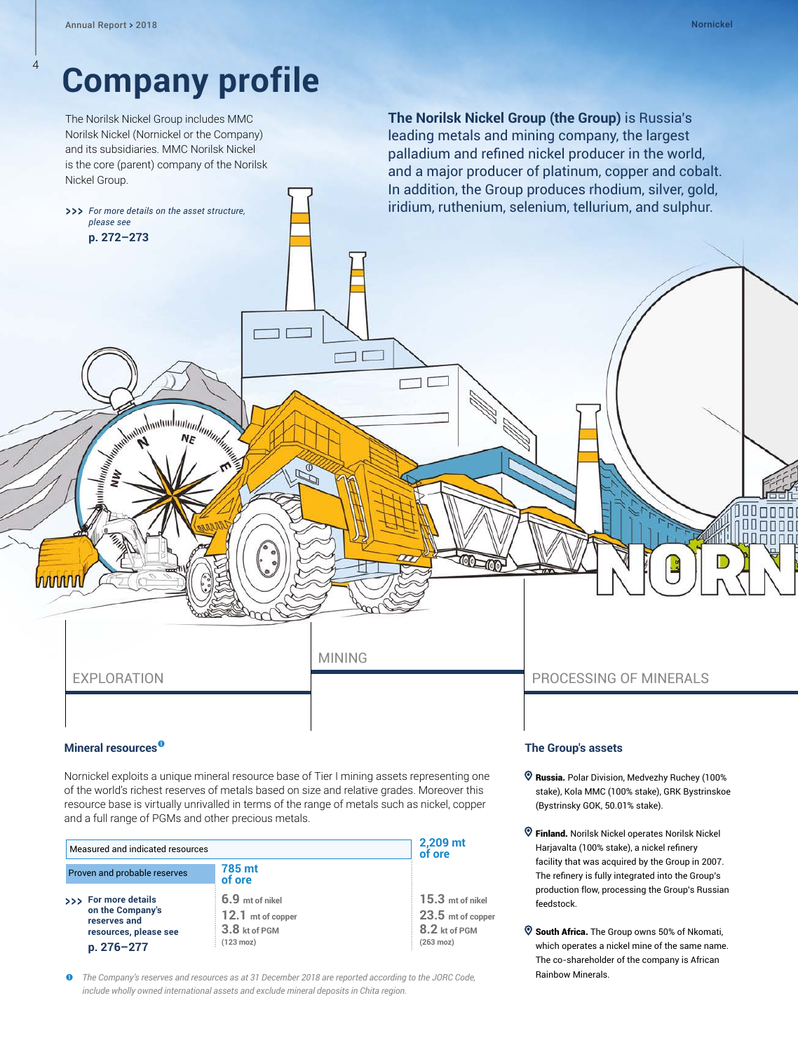# Company profile

The Norilsk Nickel Group includes MMC Norilsk Nickel (Nornickel or the Company) and its subsidiaries. MMC Norilsk Nickel is the core (parent) company of the Norilsk Nickel Group.

>>> *For more details on the asset structure, please see* **p. 272–273**

**The Norilsk Nickel Group (the Group)** is Russia's leading metals and mining company, the largest palladium and refined nickel producer in the world, and a major producer of platinum, copper and cobalt. In addition, the Group produces rhodium, silver, gold, iridium, ruthenium, selenium, tellurium, and sulphur.

EXPLORATION

MINING

PROCESSING OF MINERALS

### Mineral resources[1]

Nornickel exploits a unique mineral resource base of Tier I mining assets representing one of the world's richest reserves of metals based on size and relative grades. Moreover this resource base is virtually unrivalled in terms of the range of metals such as nickel, copper and a full range of PGMs and other precious metals.

| | Proven and probable reserves | Measured and indicated resources |
|---|---|---|
| Ore | 785 mt of ore | 2,209 mt of ore |
| Nickel | 6.9 mt of nikel | 15.3 mt of nikel |
| Copper | 12.1 mt of copper | 23.5 mt of copper |
| PGM | 3.8 kt of PGM (123 moz) | 8.2 kt of PGM (263 moz) |

>>> **For more details on the Company's reserves and resources, please see p. 276–277**

[1] *The Company's reserves and resources as at 31 December 2018 are reported according to the JORC Code, include wholly owned international assets and exclude mineral deposits in Chita region.*

### The Group's assets

- **Russia.** Polar Division, Medvezhy Ruchey (100% stake), Kola MMC (100% stake), GRK Bystrinskoe (Bystrinsky GOK, 50.01% stake).
- **Finland.** Norilsk Nickel operates Norilsk Nickel Harjavalta (100% stake), a nickel refinery facility that was acquired by the Group in 2007. The refinery is fully integrated into the Group's production flow, processing the Group's Russian feedstock.
- **South Africa.** The Group owns 50% of Nkomati, which operates a nickel mine of the same name. The co-shareholder of the company is African Rainbow Minerals.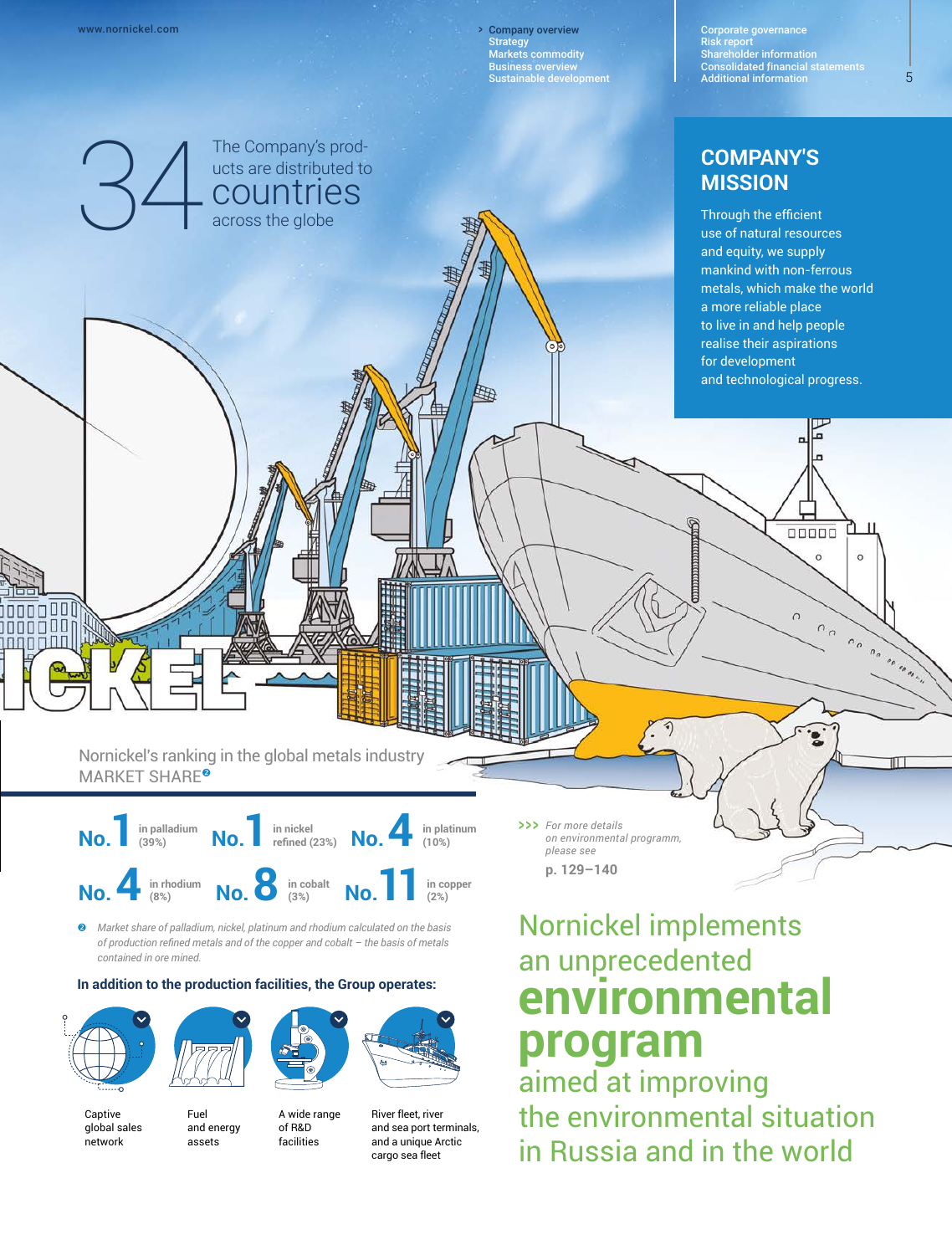34 The Company's products are distributed to countries across the globe

## COMPANY'S MISSION

Through the efficient use of natural resources and equity, we supply mankind with non-ferrous metals, which make the world a more reliable place to live in and help people realise their aspirations for development and technological progress.

Nornickel's ranking in the global metals industry
MARKET SHARE[2]

**No. 1** in palladium (39%)

**No. 1** in nickel refined (23%)

**No. 4** in platinum (10%)

**No. 4** in rhodium (8%)

**No. 8** in cobalt (3%)

**No. 11** in copper (2%)

[2] *Market share of palladium, nickel, platinum and rhodium calculated on the basis of production refined metals and of the copper and cobalt – the basis of metals contained in ore mined.*

**In addition to the production facilities, the Group operates:**

- Captive global sales network
- Fuel and energy assets
- A wide range of R&D facilities
- River fleet, river and sea port terminals, and a unique Arctic cargo sea fleet

>>> *For more details on environmental programm, please see* **p. 129–140**

Nornickel implements an unprecedented **environmental program** aimed at improving the environmental situation in Russia and in the world